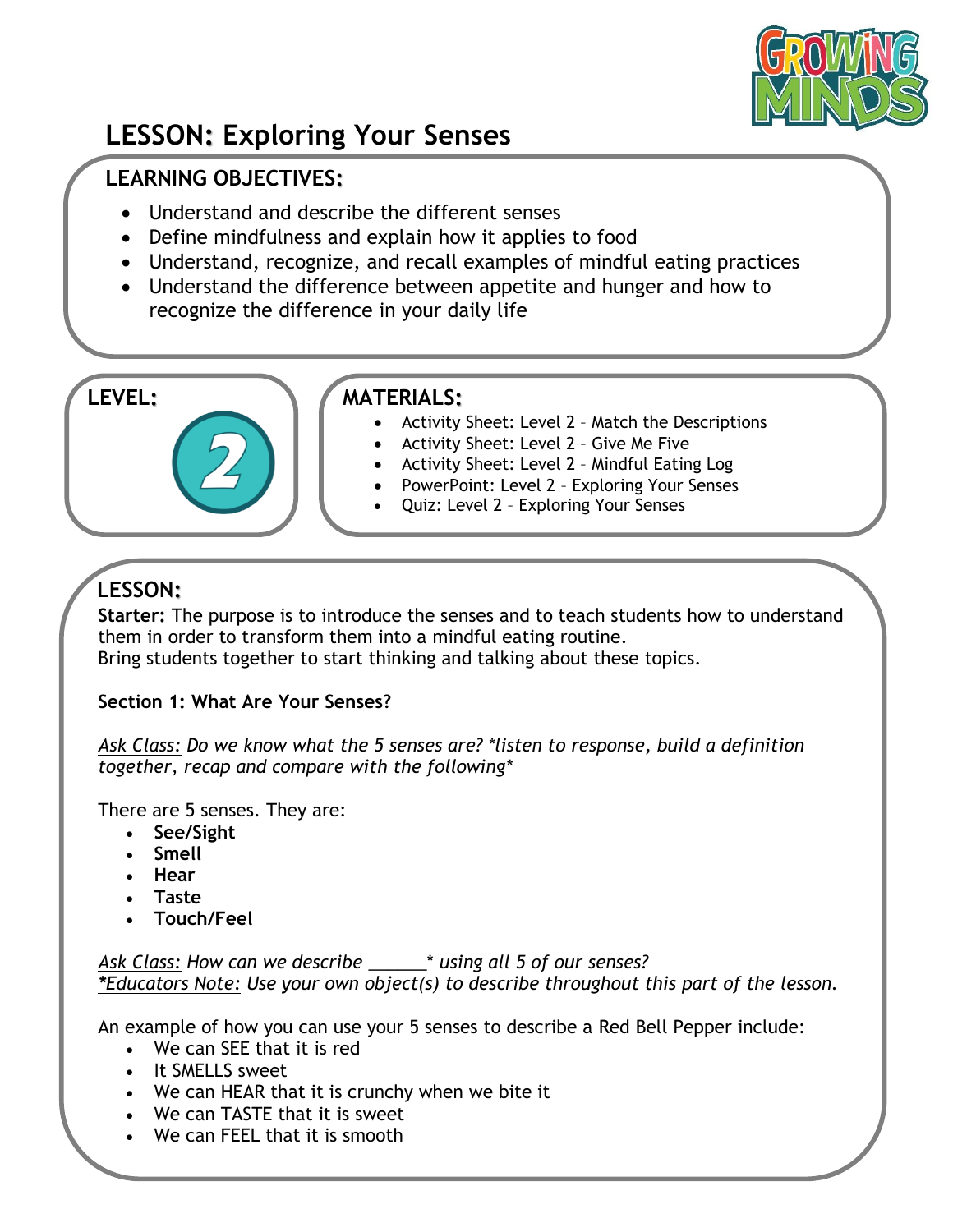# LESSON: Exploring Your Senses

## LEARNING OBJECTIVES:

- Understand and describe the different senses
- Define mindfulness and explain how it applies to food
- Understand, recognize, and recall examples of mindful eating practices
- Understand the difference between appetite and hunger and how to recognize the difference in your daily life

## LEVEL:

2

## MATERIALS:

- Activity Sheet: Level 2 – Match the Descriptions
- Activity Sheet: Level 2 – Give Me Five
- Activity Sheet: Level 2 – Mindful Eating Log
- PowerPoint: Level 2 – Exploring Your Senses
- Quiz: Level 2 – Exploring Your Senses

## LESSON:

**Starter:** The purpose is to introduce the senses and to teach students how to understand them in order to transform them into a mindful eating routine.
Bring students together to start thinking and talking about these topics.

**Section 1: What Are Your Senses?**

*Ask Class: Do we know what the 5 senses are? *listen to response, build a definition together, recap and compare with the following**

There are 5 senses. They are:

- **See/Sight**
- **Smell**
- **Hear**
- **Taste**
- **Touch/Feel**

*Ask Class: How can we describe ______* using all 5 of our senses?*
***Educators Note:** Use your own object(s) to describe throughout this part of the lesson.*

An example of how you can use your 5 senses to describe a Red Bell Pepper include:

- We can SEE that it is red
- It SMELLS sweet
- We can HEAR that it is crunchy when we bite it
- We can TASTE that it is sweet
- We can FEEL that it is smooth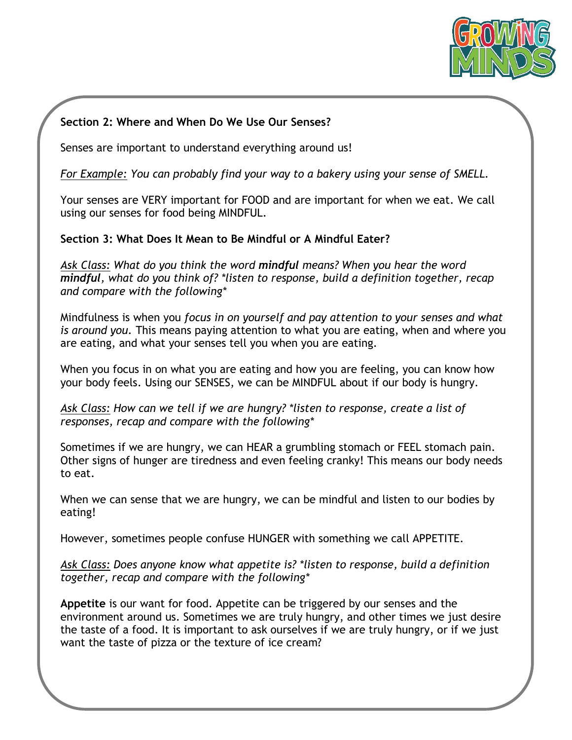**Section 2: Where and When Do We Use Our Senses?**

Senses are important to understand everything around us!

*For Example: You can probably find your way to a bakery using your sense of SMELL.*

Your senses are VERY important for FOOD and are important for when we eat. We call using our senses for food being MINDFUL.

**Section 3: What Does It Mean to Be Mindful or A Mindful Eater?**

*Ask Class: What do you think the word **mindful** means? When you hear the word **mindful**, what do you think of? *listen to response, build a definition together, recap and compare with the following**

Mindfulness is when you *focus in on yourself and pay attention to your senses and what is around you.* This means paying attention to what you are eating, when and where you are eating, and what your senses tell you when you are eating.

When you focus in on what you are eating and how you are feeling, you can know how your body feels. Using our SENSES, we can be MINDFUL about if our body is hungry.

*Ask Class: How can we tell if we are hungry? *listen to response, create a list of responses, recap and compare with the following**

Sometimes if we are hungry, we can HEAR a grumbling stomach or FEEL stomach pain. Other signs of hunger are tiredness and even feeling cranky! This means our body needs to eat.

When we can sense that we are hungry, we can be mindful and listen to our bodies by eating!

However, sometimes people confuse HUNGER with something we call APPETITE.

*Ask Class: Does anyone know what appetite is? *listen to response, build a definition together, recap and compare with the following**

**Appetite** is our want for food. Appetite can be triggered by our senses and the environment around us. Sometimes we are truly hungry, and other times we just desire the taste of a food. It is important to ask ourselves if we are truly hungry, or if we just want the taste of pizza or the texture of ice cream?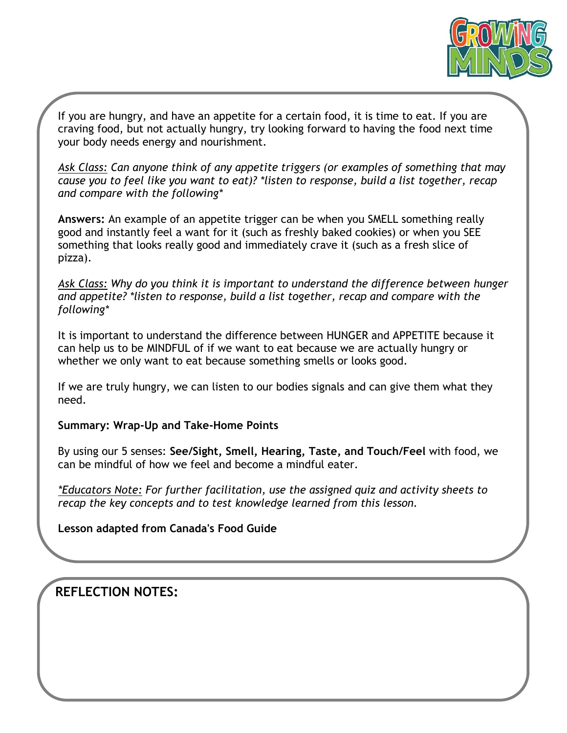If you are hungry, and have an appetite for a certain food, it is time to eat. If you are craving food, but not actually hungry, try looking forward to having the food next time your body needs energy and nourishment.

*Ask Class: Can anyone think of any appetite triggers (or examples of something that may cause you to feel like you want to eat)? *listen to response, build a list together, recap and compare with the following**

**Answers:** An example of an appetite trigger can be when you SMELL something really good and instantly feel a want for it (such as freshly baked cookies) or when you SEE something that looks really good and immediately crave it (such as a fresh slice of pizza).

*Ask Class: Why do you think it is important to understand the difference between hunger and appetite? *listen to response, build a list together, recap and compare with the following**

It is important to understand the difference between HUNGER and APPETITE because it can help us to be MINDFUL of if we want to eat because we are actually hungry or whether we only want to eat because something smells or looks good.

If we are truly hungry, we can listen to our bodies signals and can give them what they need.

**Summary: Wrap-Up and Take-Home Points**

By using our 5 senses: **See/Sight, Smell, Hearing, Taste, and Touch/Feel** with food, we can be mindful of how we feel and become a mindful eater.

**Educators Note: For further facilitation, use the assigned quiz and activity sheets to recap the key concepts and to test knowledge learned from this lesson.*

**Lesson adapted from Canada's Food Guide**

**REFLECTION NOTES:**